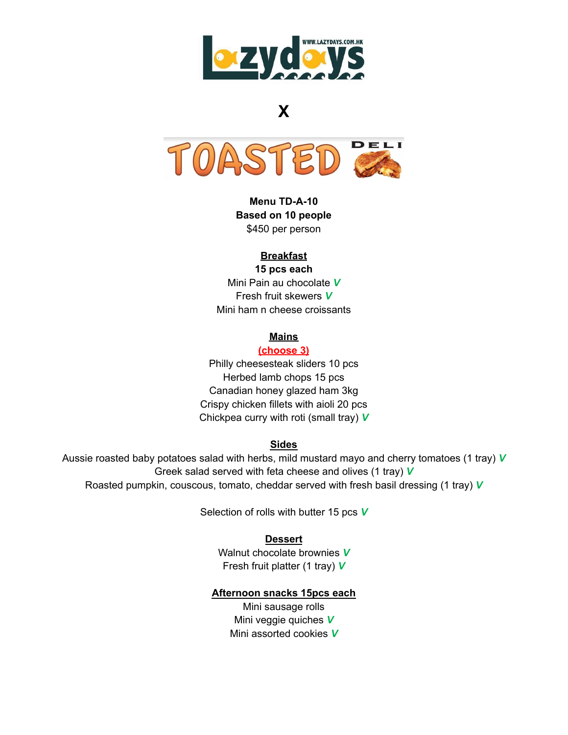Lazydays WWW.LAZYDAYS.COM.HK

X

TOASTED DELI

**Menu TD-A-10**
**Based on 10 people**
$450 per person

## Breakfast

**15 pcs each**

Mini Pain au chocolate ***V***
Fresh fruit skewers ***V***
Mini ham n cheese croissants

## Mains

**(choose 3)**

Philly cheesesteak sliders 10 pcs
Herbed lamb chops 15 pcs
Canadian honey glazed ham 3kg
Crispy chicken fillets with aioli 20 pcs
Chickpea curry with roti (small tray) ***V***

## Sides

Aussie roasted baby potatoes salad with herbs, mild mustard mayo and cherry tomatoes (1 tray) ***V***
Greek salad served with feta cheese and olives (1 tray) ***V***
Roasted pumpkin, couscous, tomato, cheddar served with fresh basil dressing (1 tray) ***V***

Selection of rolls with butter 15 pcs ***V***

## Dessert

Walnut chocolate brownies ***V***
Fresh fruit platter (1 tray) ***V***

## Afternoon snacks 15pcs each

Mini sausage rolls
Mini veggie quiches ***V***
Mini assorted cookies ***V***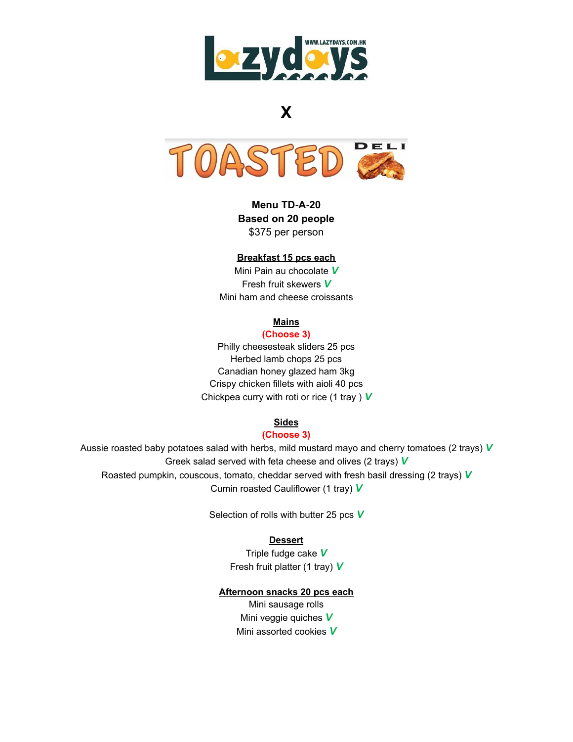Lazydays

WWW.LAZYDAYS.COM.HK

X

TOASTED DELI

**Menu TD-A-20**
**Based on 20 people**
$375 per person

**Breakfast 15 pcs each**

Mini Pain au chocolate ***V***
Fresh fruit skewers ***V***
Mini ham and cheese croissants

**Mains**

**(Choose 3)**

Philly cheesesteak sliders 25 pcs
Herbed lamb chops 25 pcs
Canadian honey glazed ham 3kg
Crispy chicken fillets with aioli 40 pcs
Chickpea curry with roti or rice (1 tray ) ***V***

**Sides**

**(Choose 3)**

Aussie roasted baby potatoes salad with herbs, mild mustard mayo and cherry tomatoes (2 trays) ***V***
Greek salad served with feta cheese and olives (2 trays) ***V***
Roasted pumpkin, couscous, tomato, cheddar served with fresh basil dressing (2 trays) ***V***
Cumin roasted Cauliflower (1 tray) ***V***

Selection of rolls with butter 25 pcs ***V***

**Dessert**

Triple fudge cake ***V***
Fresh fruit platter (1 tray) ***V***

**Afternoon snacks 20 pcs each**

Mini sausage rolls
Mini veggie quiches ***V***
Mini assorted cookies ***V***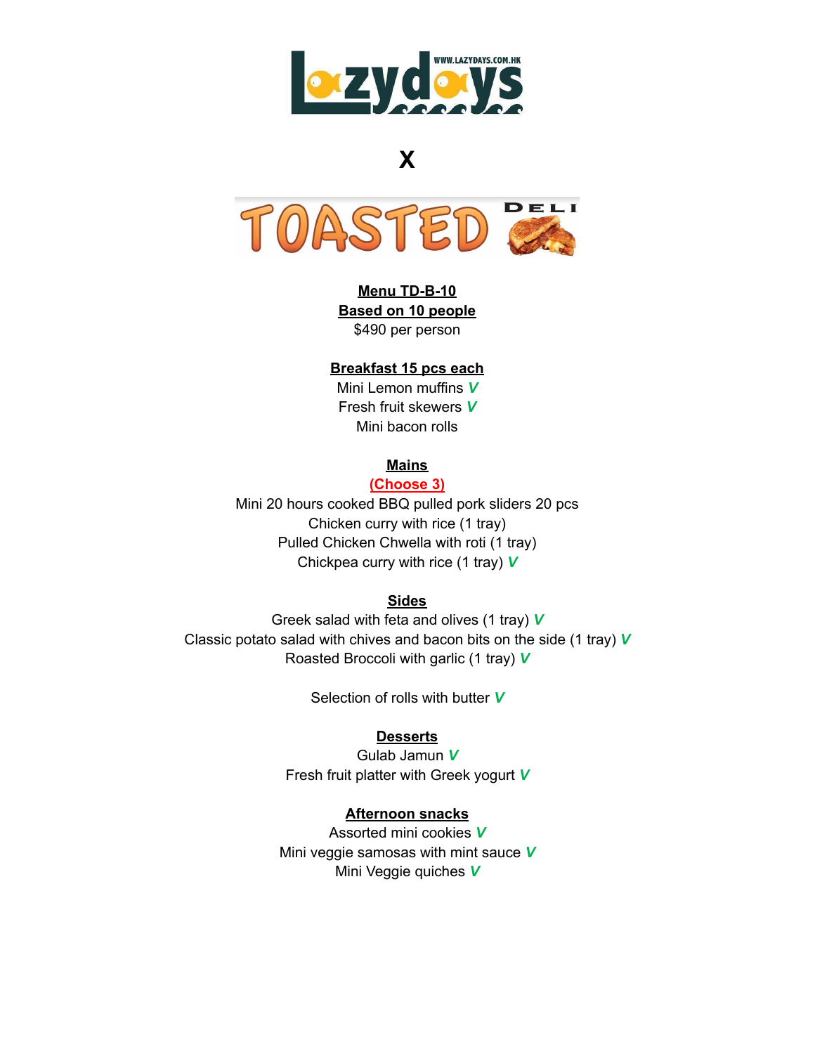Lazydays WWW.LAZYDAYS.COM.HK

X

TOASTED DELI

**Menu TD-B-10**
**Based on 10 people**
$490 per person

**Breakfast 15 pcs each**
Mini Lemon muffins *V*
Fresh fruit skewers *V*
Mini bacon rolls

**Mains**
**(Choose 3)**
Mini 20 hours cooked BBQ pulled pork sliders 20 pcs
Chicken curry with rice (1 tray)
Pulled Chicken Chwella with roti (1 tray)
Chickpea curry with rice (1 tray) *V*

**Sides**
Greek salad with feta and olives (1 tray) *V*
Classic potato salad with chives and bacon bits on the side (1 tray) *V*
Roasted Broccoli with garlic (1 tray) *V*

Selection of rolls with butter *V*

**Desserts**
Gulab Jamun *V*
Fresh fruit platter with Greek yogurt *V*

**Afternoon snacks**
Assorted mini cookies *V*
Mini veggie samosas with mint sauce *V*
Mini Veggie quiches *V*